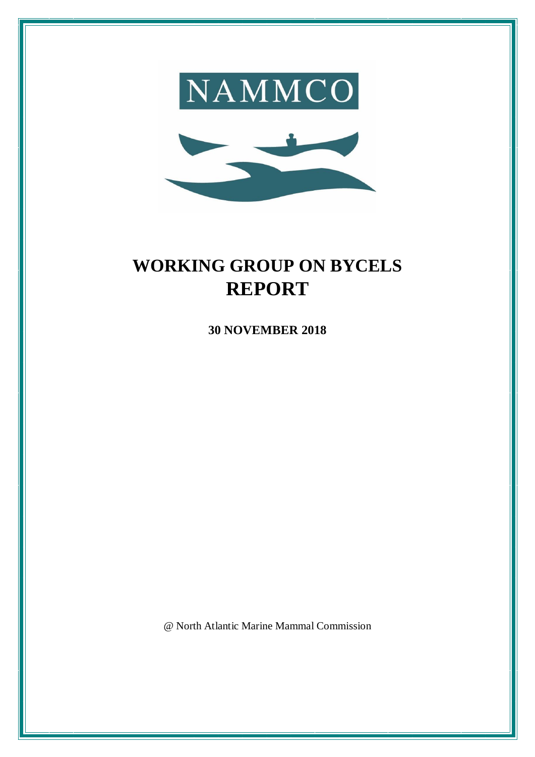NAMMCO

# WORKING GROUP ON BYCELS REPORT

**30 NOVEMBER 2018**

@ North Atlantic Marine Mammal Commission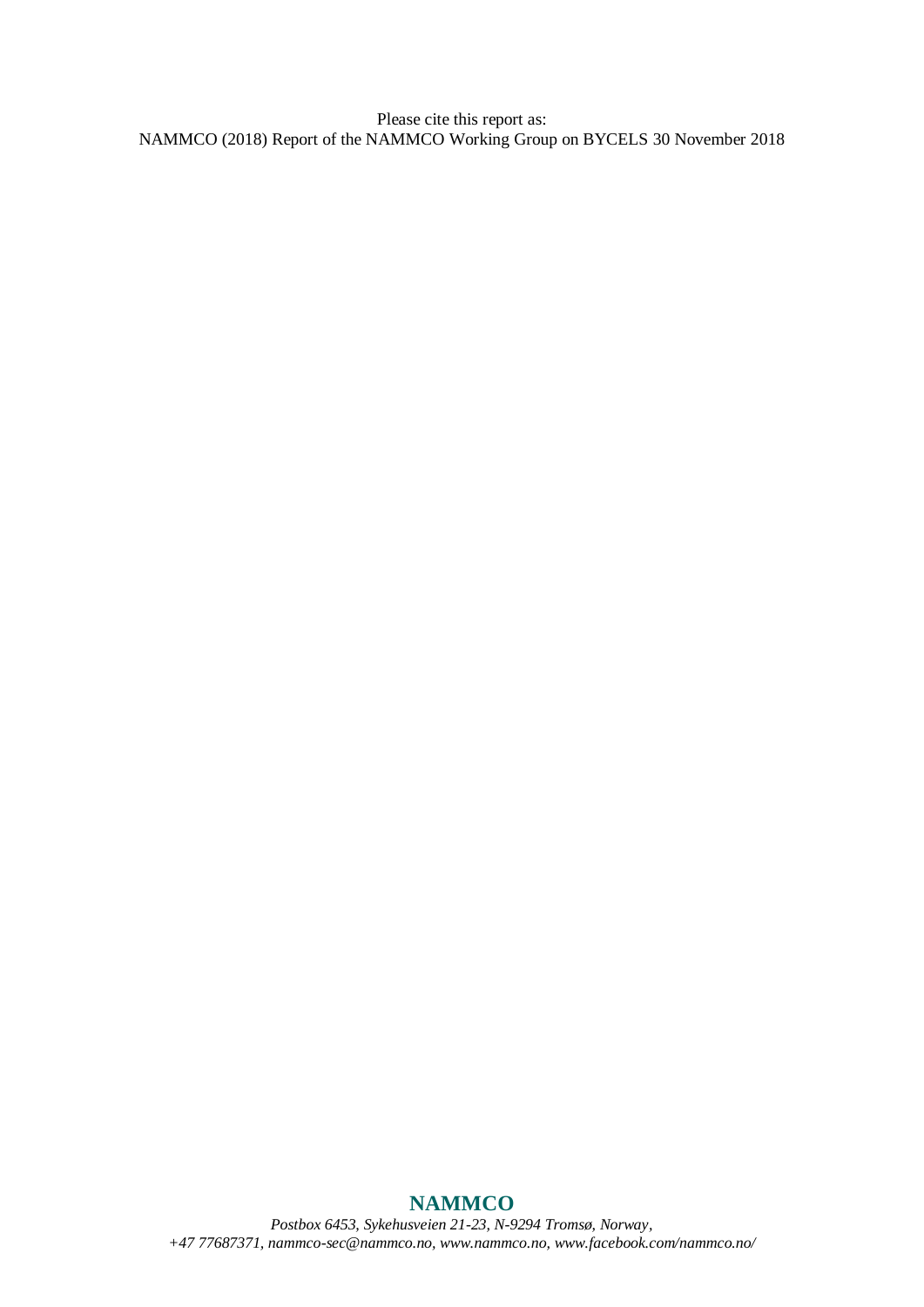Please cite this report as:
NAMMCO (2018) Report of the NAMMCO Working Group on BYCELS 30 November 2018

**NAMMCO**

*Postbox 6453, Sykehusveien 21-23, N-9294 Tromsø, Norway,*
*+47 77687371, nammco-sec@nammco.no, www.nammco.no, www.facebook.com/nammco.no/*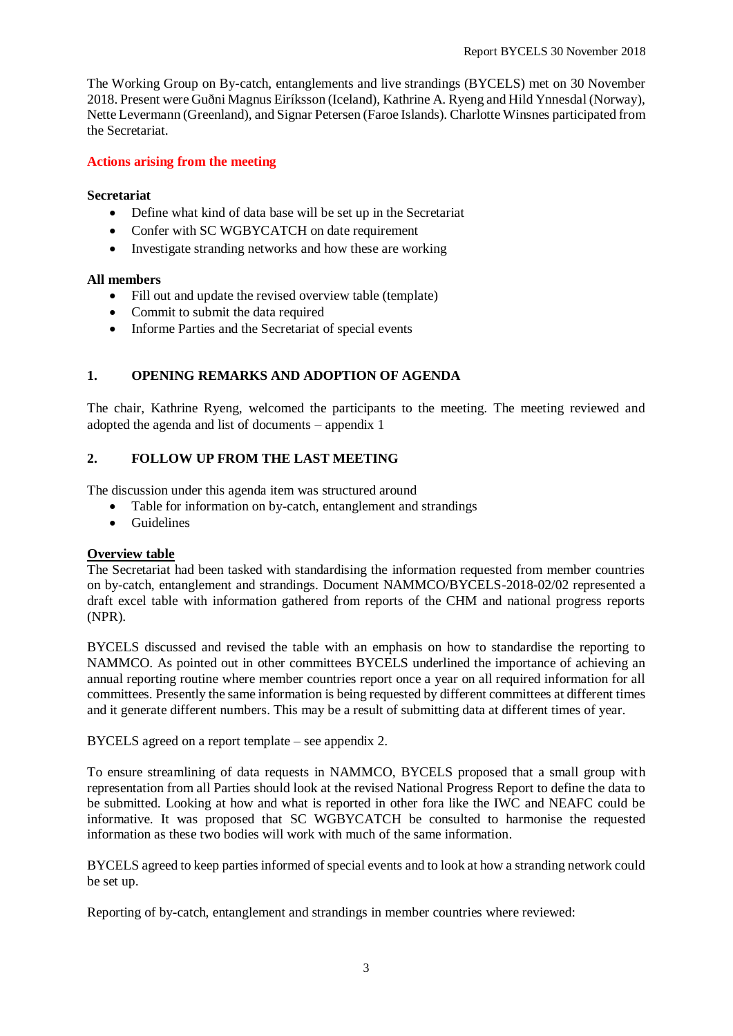The Working Group on By-catch, entanglements and live strandings (BYCELS) met on 30 November 2018. Present were Guðni Magnus Eiríksson (Iceland), Kathrine A. Ryeng and Hild Ynnesdal (Norway), Nette Levermann (Greenland), and Signar Petersen (Faroe Islands). Charlotte Winsnes participated from the Secretariat.

**Actions arising from the meeting**

**Secretariat**

- Define what kind of data base will be set up in the Secretariat
- Confer with SC WGBYCATCH on date requirement
- Investigate stranding networks and how these are working

**All members**

- Fill out and update the revised overview table (template)
- Commit to submit the data required
- Informe Parties and the Secretariat of special events

## 1. OPENING REMARKS AND ADOPTION OF AGENDA

The chair, Kathrine Ryeng, welcomed the participants to the meeting. The meeting reviewed and adopted the agenda and list of documents – appendix 1

## 2. FOLLOW UP FROM THE LAST MEETING

The discussion under this agenda item was structured around

- Table for information on by-catch, entanglement and strandings
- Guidelines

**Overview table**

The Secretariat had been tasked with standardising the information requested from member countries on by-catch, entanglement and strandings. Document NAMMCO/BYCELS-2018-02/02 represented a draft excel table with information gathered from reports of the CHM and national progress reports (NPR).

BYCELS discussed and revised the table with an emphasis on how to standardise the reporting to NAMMCO. As pointed out in other committees BYCELS underlined the importance of achieving an annual reporting routine where member countries report once a year on all required information for all committees. Presently the same information is being requested by different committees at different times and it generate different numbers. This may be a result of submitting data at different times of year.

BYCELS agreed on a report template – see appendix 2.

To ensure streamlining of data requests in NAMMCO, BYCELS proposed that a small group with representation from all Parties should look at the revised National Progress Report to define the data to be submitted. Looking at how and what is reported in other fora like the IWC and NEAFC could be informative. It was proposed that SC WGBYCATCH be consulted to harmonise the requested information as these two bodies will work with much of the same information.

BYCELS agreed to keep parties informed of special events and to look at how a stranding network could be set up.

Reporting of by-catch, entanglement and strandings in member countries where reviewed: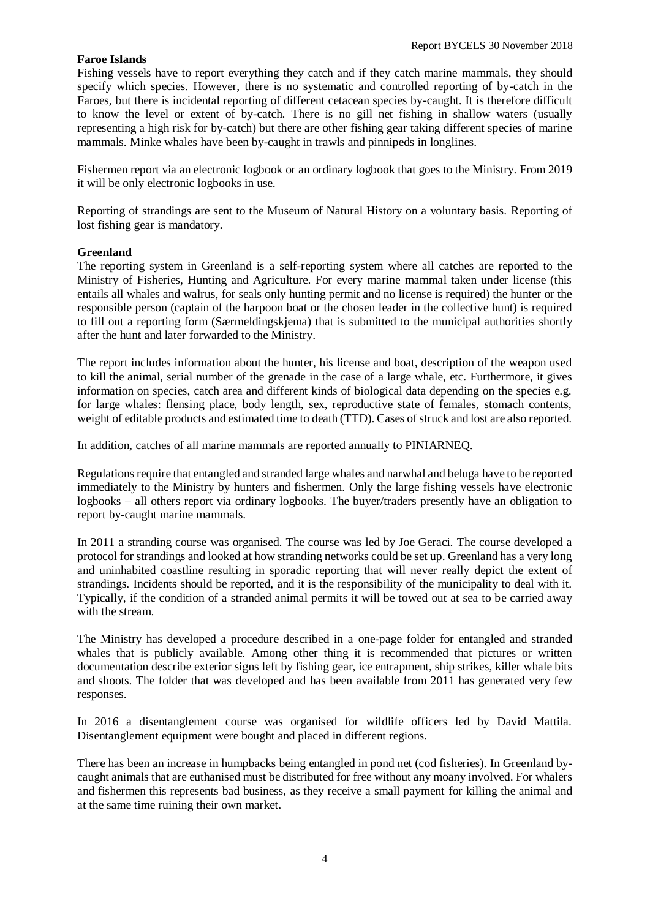**Faroe Islands**

Fishing vessels have to report everything they catch and if they catch marine mammals, they should specify which species. However, there is no systematic and controlled reporting of by-catch in the Faroes, but there is incidental reporting of different cetacean species by-caught. It is therefore difficult to know the level or extent of by-catch. There is no gill net fishing in shallow waters (usually representing a high risk for by-catch) but there are other fishing gear taking different species of marine mammals. Minke whales have been by-caught in trawls and pinnipeds in longlines.

Fishermen report via an electronic logbook or an ordinary logbook that goes to the Ministry. From 2019 it will be only electronic logbooks in use.

Reporting of strandings are sent to the Museum of Natural History on a voluntary basis. Reporting of lost fishing gear is mandatory.

**Greenland**

The reporting system in Greenland is a self-reporting system where all catches are reported to the Ministry of Fisheries, Hunting and Agriculture. For every marine mammal taken under license (this entails all whales and walrus, for seals only hunting permit and no license is required) the hunter or the responsible person (captain of the harpoon boat or the chosen leader in the collective hunt) is required to fill out a reporting form (Særmeldingskjema) that is submitted to the municipal authorities shortly after the hunt and later forwarded to the Ministry.

The report includes information about the hunter, his license and boat, description of the weapon used to kill the animal, serial number of the grenade in the case of a large whale, etc. Furthermore, it gives information on species, catch area and different kinds of biological data depending on the species e.g. for large whales: flensing place, body length, sex, reproductive state of females, stomach contents, weight of editable products and estimated time to death (TTD). Cases of struck and lost are also reported.

In addition, catches of all marine mammals are reported annually to PINIARNEQ.

Regulations require that entangled and stranded large whales and narwhal and beluga have to be reported immediately to the Ministry by hunters and fishermen. Only the large fishing vessels have electronic logbooks – all others report via ordinary logbooks. The buyer/traders presently have an obligation to report by-caught marine mammals.

In 2011 a stranding course was organised. The course was led by Joe Geraci. The course developed a protocol for strandings and looked at how stranding networks could be set up. Greenland has a very long and uninhabited coastline resulting in sporadic reporting that will never really depict the extent of strandings. Incidents should be reported, and it is the responsibility of the municipality to deal with it. Typically, if the condition of a stranded animal permits it will be towed out at sea to be carried away with the stream.

The Ministry has developed a procedure described in a one-page folder for entangled and stranded whales that is publicly available. Among other thing it is recommended that pictures or written documentation describe exterior signs left by fishing gear, ice entrapment, ship strikes, killer whale bits and shoots. The folder that was developed and has been available from 2011 has generated very few responses.

In 2016 a disentanglement course was organised for wildlife officers led by David Mattila. Disentanglement equipment were bought and placed in different regions.

There has been an increase in humpbacks being entangled in pond net (cod fisheries). In Greenland by-caught animals that are euthanised must be distributed for free without any moany involved. For whalers and fishermen this represents bad business, as they receive a small payment for killing the animal and at the same time ruining their own market.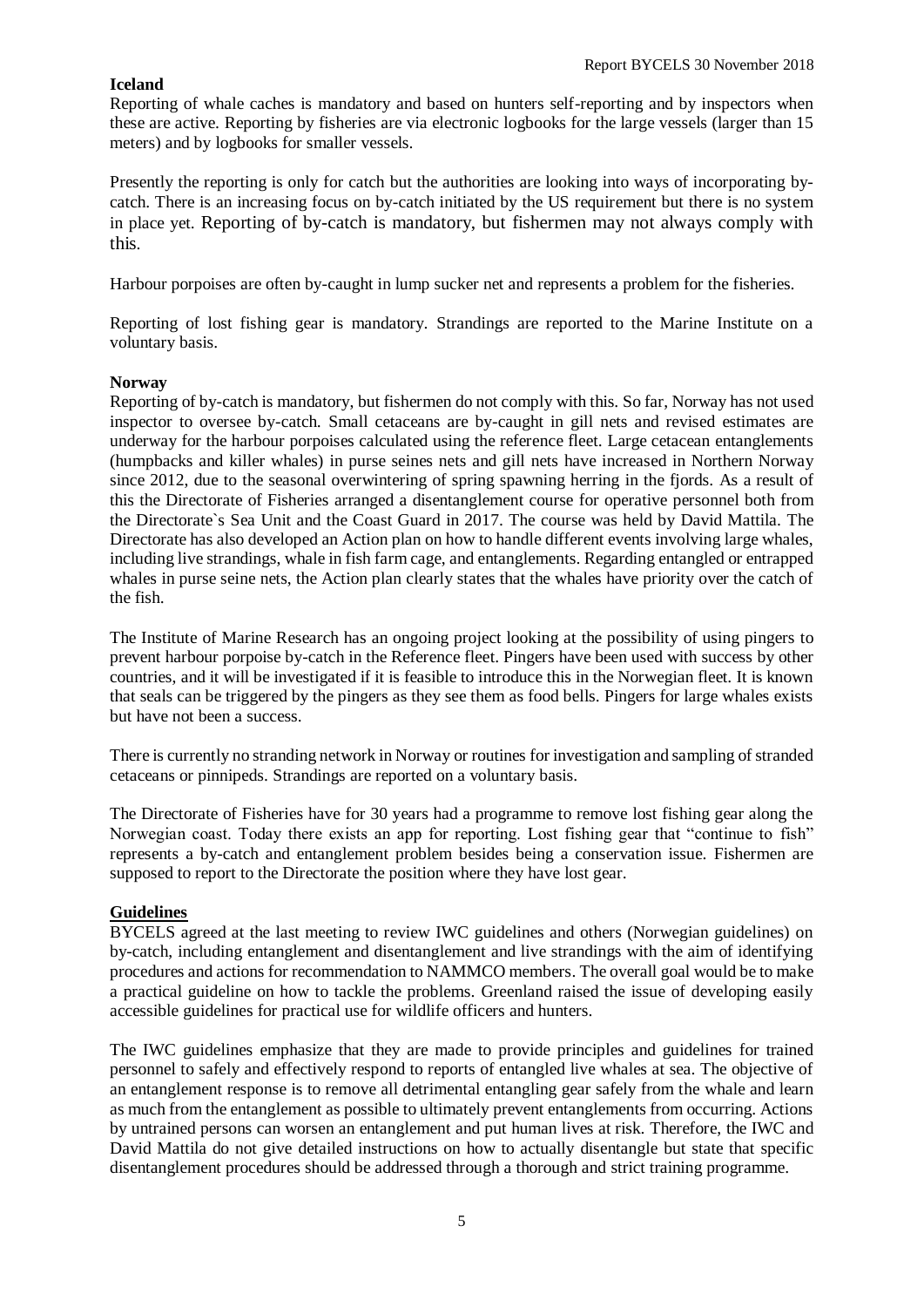**Iceland**

Reporting of whale caches is mandatory and based on hunters self-reporting and by inspectors when these are active. Reporting by fisheries are via electronic logbooks for the large vessels (larger than 15 meters) and by logbooks for smaller vessels.

Presently the reporting is only for catch but the authorities are looking into ways of incorporating by-catch. There is an increasing focus on by-catch initiated by the US requirement but there is no system in place yet. Reporting of by-catch is mandatory, but fishermen may not always comply with this.

Harbour porpoises are often by-caught in lump sucker net and represents a problem for the fisheries.

Reporting of lost fishing gear is mandatory. Strandings are reported to the Marine Institute on a voluntary basis.

**Norway**

Reporting of by-catch is mandatory, but fishermen do not comply with this. So far, Norway has not used inspector to oversee by-catch. Small cetaceans are by-caught in gill nets and revised estimates are underway for the harbour porpoises calculated using the reference fleet. Large cetacean entanglements (humpbacks and killer whales) in purse seines nets and gill nets have increased in Northern Norway since 2012, due to the seasonal overwintering of spring spawning herring in the fjords. As a result of this the Directorate of Fisheries arranged a disentanglement course for operative personnel both from the Directorate`s Sea Unit and the Coast Guard in 2017. The course was held by David Mattila. The Directorate has also developed an Action plan on how to handle different events involving large whales, including live strandings, whale in fish farm cage, and entanglements. Regarding entangled or entrapped whales in purse seine nets, the Action plan clearly states that the whales have priority over the catch of the fish.

The Institute of Marine Research has an ongoing project looking at the possibility of using pingers to prevent harbour porpoise by-catch in the Reference fleet. Pingers have been used with success by other countries, and it will be investigated if it is feasible to introduce this in the Norwegian fleet. It is known that seals can be triggered by the pingers as they see them as food bells. Pingers for large whales exists but have not been a success.

There is currently no stranding network in Norway or routines for investigation and sampling of stranded cetaceans or pinnipeds. Strandings are reported on a voluntary basis.

The Directorate of Fisheries have for 30 years had a programme to remove lost fishing gear along the Norwegian coast. Today there exists an app for reporting. Lost fishing gear that "continue to fish" represents a by-catch and entanglement problem besides being a conservation issue. Fishermen are supposed to report to the Directorate the position where they have lost gear.

**Guidelines**

BYCELS agreed at the last meeting to review IWC guidelines and others (Norwegian guidelines) on by-catch, including entanglement and disentanglement and live strandings with the aim of identifying procedures and actions for recommendation to NAMMCO members. The overall goal would be to make a practical guideline on how to tackle the problems. Greenland raised the issue of developing easily accessible guidelines for practical use for wildlife officers and hunters.

The IWC guidelines emphasize that they are made to provide principles and guidelines for trained personnel to safely and effectively respond to reports of entangled live whales at sea. The objective of an entanglement response is to remove all detrimental entangling gear safely from the whale and learn as much from the entanglement as possible to ultimately prevent entanglements from occurring. Actions by untrained persons can worsen an entanglement and put human lives at risk. Therefore, the IWC and David Mattila do not give detailed instructions on how to actually disentangle but state that specific disentanglement procedures should be addressed through a thorough and strict training programme.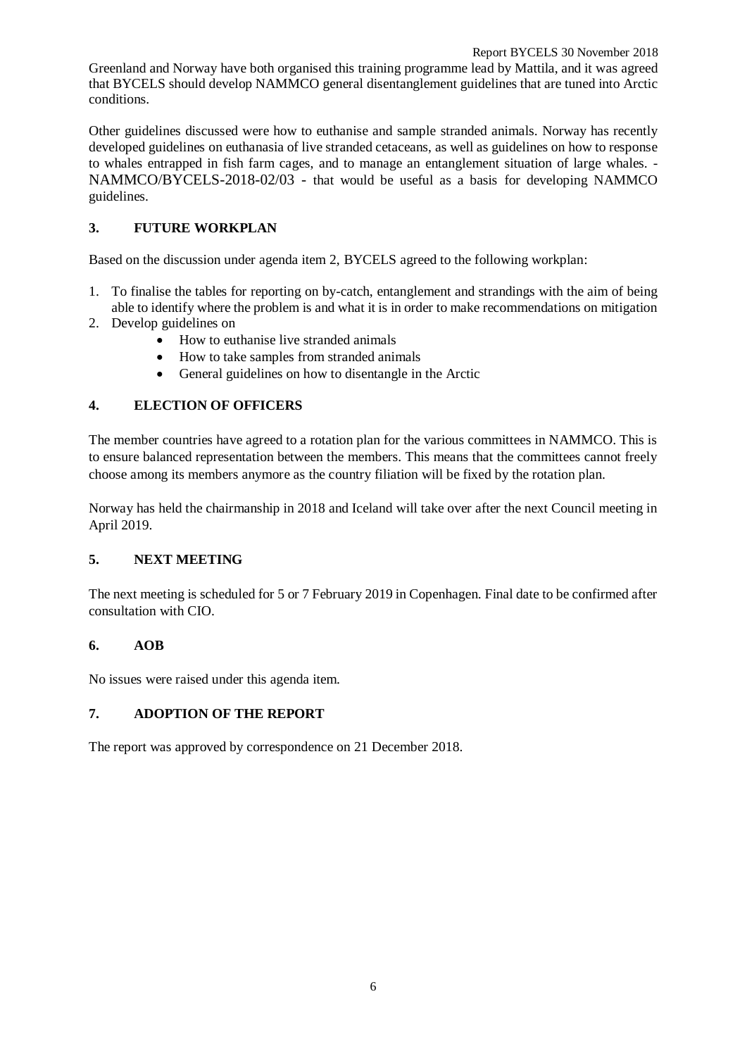Greenland and Norway have both organised this training programme lead by Mattila, and it was agreed that BYCELS should develop NAMMCO general disentanglement guidelines that are tuned into Arctic conditions.

Other guidelines discussed were how to euthanise and sample stranded animals. Norway has recently developed guidelines on euthanasia of live stranded cetaceans, as well as guidelines on how to response to whales entrapped in fish farm cages, and to manage an entanglement situation of large whales. - NAMMCO/BYCELS-2018-02/03 - that would be useful as a basis for developing NAMMCO guidelines.

## 3. FUTURE WORKPLAN

Based on the discussion under agenda item 2, BYCELS agreed to the following workplan:

1. To finalise the tables for reporting on by-catch, entanglement and strandings with the aim of being able to identify where the problem is and what it is in order to make recommendations on mitigation
2. Develop guidelines on
    - How to euthanise live stranded animals
    - How to take samples from stranded animals
    - General guidelines on how to disentangle in the Arctic

## 4. ELECTION OF OFFICERS

The member countries have agreed to a rotation plan for the various committees in NAMMCO. This is to ensure balanced representation between the members. This means that the committees cannot freely choose among its members anymore as the country filiation will be fixed by the rotation plan.

Norway has held the chairmanship in 2018 and Iceland will take over after the next Council meeting in April 2019.

## 5. NEXT MEETING

The next meeting is scheduled for 5 or 7 February 2019 in Copenhagen. Final date to be confirmed after consultation with CIO.

## 6. AOB

No issues were raised under this agenda item.

## 7. ADOPTION OF THE REPORT

The report was approved by correspondence on 21 December 2018.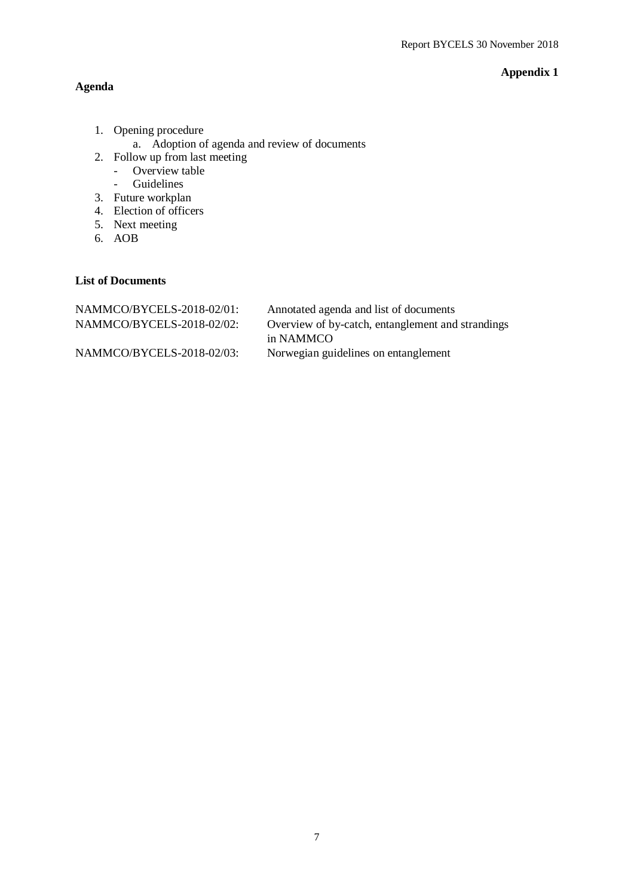**Appendix 1**

## Agenda

1. Opening procedure
    a. Adoption of agenda and review of documents
2. Follow up from last meeting
    - Overview table
    - Guidelines
3. Future workplan
4. Election of officers
5. Next meeting
6. AOB

## List of Documents

| | |
|---|---|
| NAMMCO/BYCELS-2018-02/01: | Annotated agenda and list of documents |
| NAMMCO/BYCELS-2018-02/02: | Overview of by-catch, entanglement and strandings in NAMMCO |
| NAMMCO/BYCELS-2018-02/03: | Norwegian guidelines on entanglement |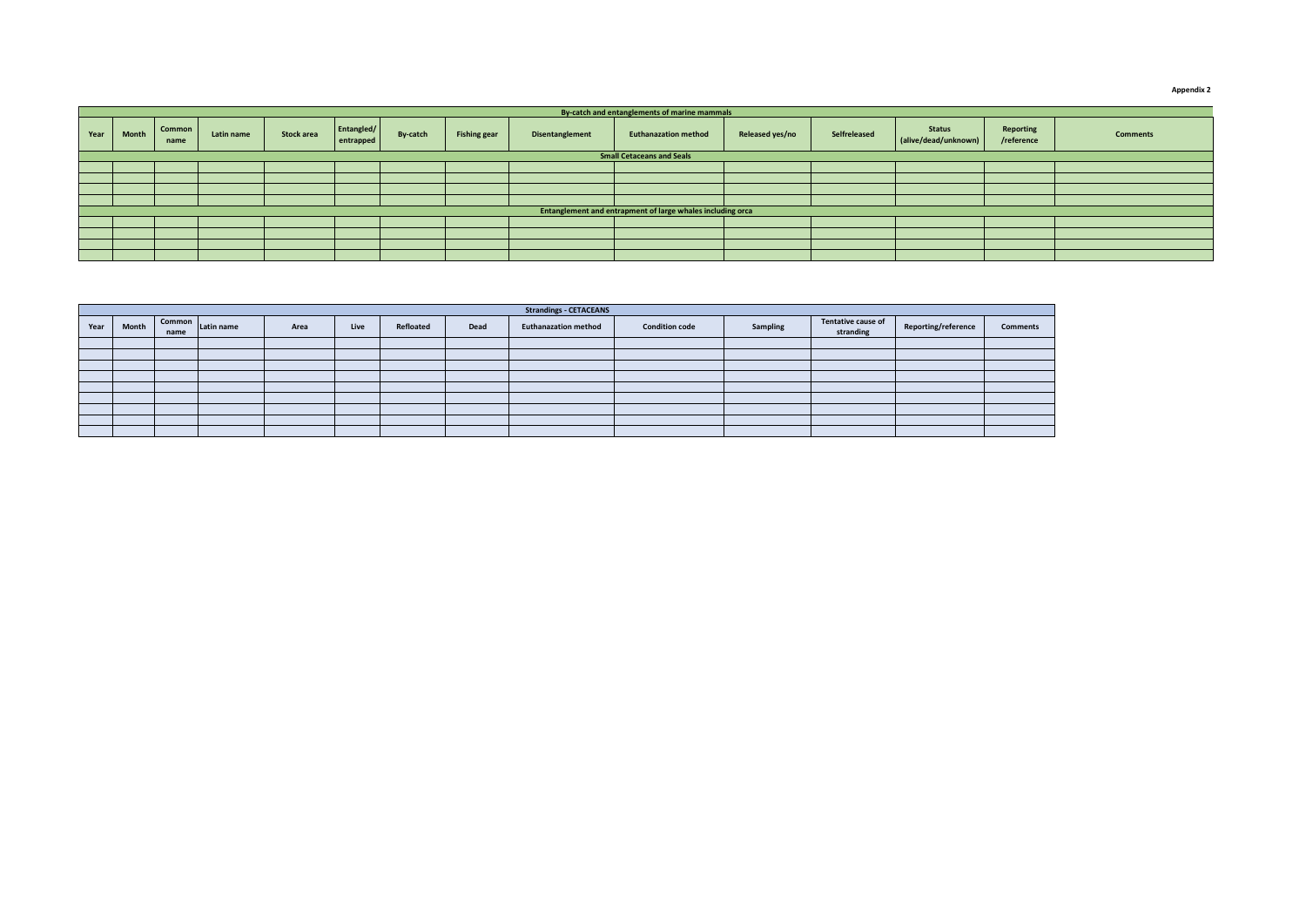**Appendix 2**

| By-catch and entanglements of marine mammals | | | | | | | | | | | | | | |
|---|---|---|---|---|---|---|---|---|---|---|---|---|---|---|
| Year | Month | Common name | Latin name | Stock area | Entangled/ entrapped | By-catch | Fishing gear | Disentanglement | Euthanazation method | Released yes/no | Selfreleased | Status (alive/dead/unknown) | Reporting /reference | Comments |
| Small Cetaceans and Seals | | | | | | | | | | | | | | |
| | | | | | | | | | | | | | | |
| | | | | | | | | | | | | | | |
| | | | | | | | | | | | | | | |
| | | | | | | | | | | | | | | |
| Entanglement and entrapment of large whales including orca | | | | | | | | | | | | | | |
| | | | | | | | | | | | | | | |
| | | | | | | | | | | | | | | |
| | | | | | | | | | | | | | | |
| | | | | | | | | | | | | | | |

| Strandings - CETACEANS | | | | | | | | | | | | | |
|---|---|---|---|---|---|---|---|---|---|---|---|---|---|
| Year | Month | Common name | Latin name | Area | Live | Refloated | Dead | Euthanazation method | Condition code | Sampling | Tentative cause of stranding | Reporting/reference | Comments |
| | | | | | | | | | | | | | |
| | | | | | | | | | | | | | |
| | | | | | | | | | | | | | |
| | | | | | | | | | | | | | |
| | | | | | | | | | | | | | |
| | | | | | | | | | | | | | |
| | | | | | | | | | | | | | |
| | | | | | | | | | | | | | |
| | | | | | | | | | | | | | |